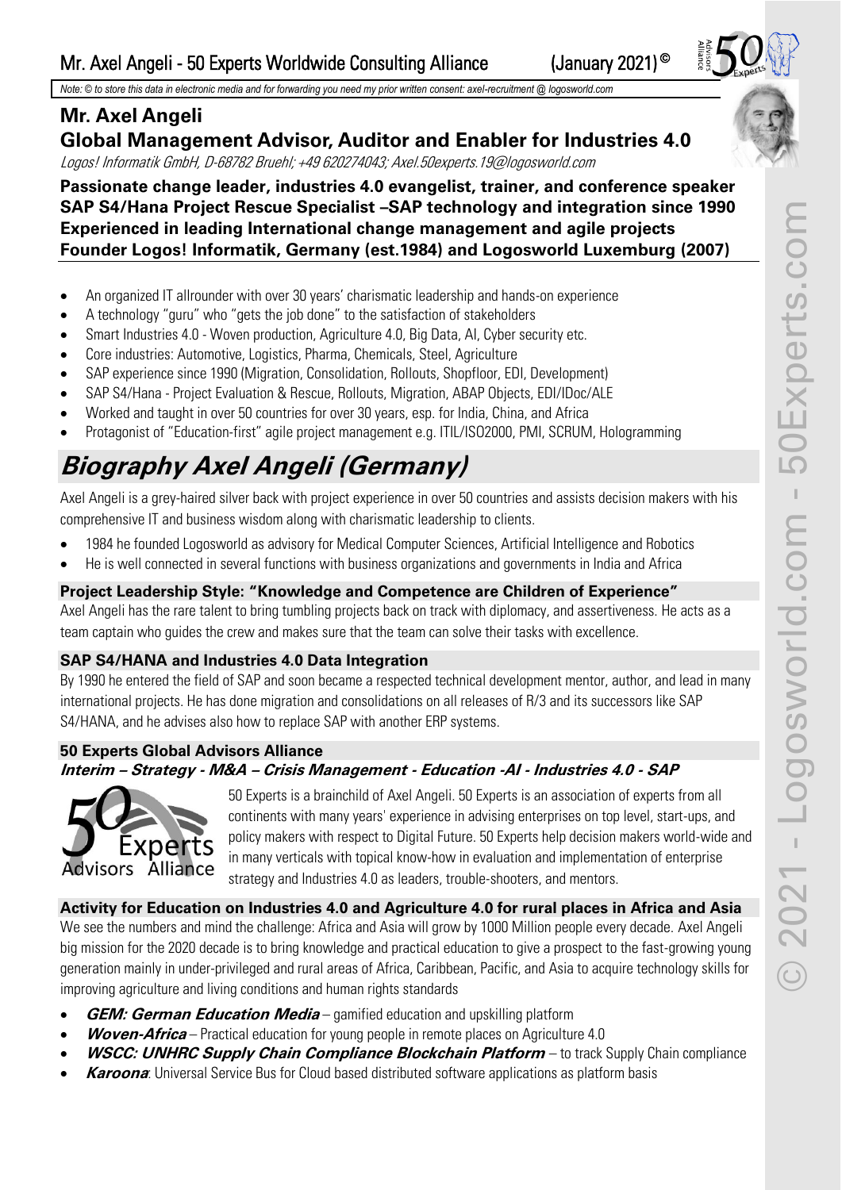Note: © to store this data in electronic media and for forwarding you need my prior written consent: axel-recruitment @ logosworld.com

# Mr. Axel Angeli

## Global Management Advisor, Auditor and Enabler for Industries 4.0

*Logos! Informatik GmbH, D-68782 Bruehl; +49 620274043; Axel.50experts.19@logosworld.com*

**Passionate change leader, industries 4.0 evangelist, trainer, and conference speaker**
**SAP S4/Hana Project Rescue Specialist –SAP technology and integration since 1990**
**Experienced in leading International change management and agile projects**
**Founder Logos! Informatik, Germany (est.1984) and Logosworld Luxemburg (2007)**

- An organized IT allrounder with over 30 years' charismatic leadership and hands-on experience
- A technology "guru" who "gets the job done" to the satisfaction of stakeholders
- Smart Industries 4.0 - Woven production, Agriculture 4.0, Big Data, AI, Cyber security etc.
- Core industries: Automotive, Logistics, Pharma, Chemicals, Steel, Agriculture
- SAP experience since 1990 (Migration, Consolidation, Rollouts, Shopfloor, EDI, Development)
- SAP S4/Hana - Project Evaluation & Rescue, Rollouts, Migration, ABAP Objects, EDI/IDoc/ALE
- Worked and taught in over 50 countries for over 30 years, esp. for India, China, and Africa
- Protagonist of "Education-first" agile project management e.g. ITIL/ISO2000, PMI, SCRUM, Hologramming

# *Biography Axel Angeli (Germany)*

Axel Angeli is a grey-haired silver back with project experience in over 50 countries and assists decision makers with his comprehensive IT and business wisdom along with charismatic leadership to clients.

- 1984 he founded Logosworld as advisory for Medical Computer Sciences, Artificial Intelligence and Robotics
- He is well connected in several functions with business organizations and governments in India and Africa

### Project Leadership Style: "Knowledge and Competence are Children of Experience"

Axel Angeli has the rare talent to bring tumbling projects back on track with diplomacy, and assertiveness. He acts as a team captain who guides the crew and makes sure that the team can solve their tasks with excellence.

### SAP S4/HANA and Industries 4.0 Data Integration

By 1990 he entered the field of SAP and soon became a respected technical development mentor, author, and lead in many international projects. He has done migration and consolidations on all releases of R/3 and its successors like SAP S4/HANA, and he advises also how to replace SAP with another ERP systems.

### 50 Experts Global Advisors Alliance

***Interim – Strategy - M&A – Crisis Management - Education -AI - Industries 4.0 - SAP***

50 Experts is a brainchild of Axel Angeli. 50 Experts is an association of experts from all continents with many years' experience in advising enterprises on top level, start-ups, and policy makers with respect to Digital Future. 50 Experts help decision makers world-wide and in many verticals with topical know-how in evaluation and implementation of enterprise strategy and Industries 4.0 as leaders, trouble-shooters, and mentors.

### Activity for Education on Industries 4.0 and Agriculture 4.0 for rural places in Africa and Asia

We see the numbers and mind the challenge: Africa and Asia will grow by 1000 Million people every decade. Axel Angeli big mission for the 2020 decade is to bring knowledge and practical education to give a prospect to the fast-growing young generation mainly in under-privileged and rural areas of Africa, Caribbean, Pacific, and Asia to acquire technology skills for improving agriculture and living conditions and human rights standards

- ***GEM: German Education Media*** – gamified education and upskilling platform
- ***Woven-Africa*** – Practical education for young people in remote places on Agriculture 4.0
- ***WSCC: UNHRC Supply Chain Compliance Blockchain Platform*** – to track Supply Chain compliance
- ***Karoona***: Universal Service Bus for Cloud based distributed software applications as platform basis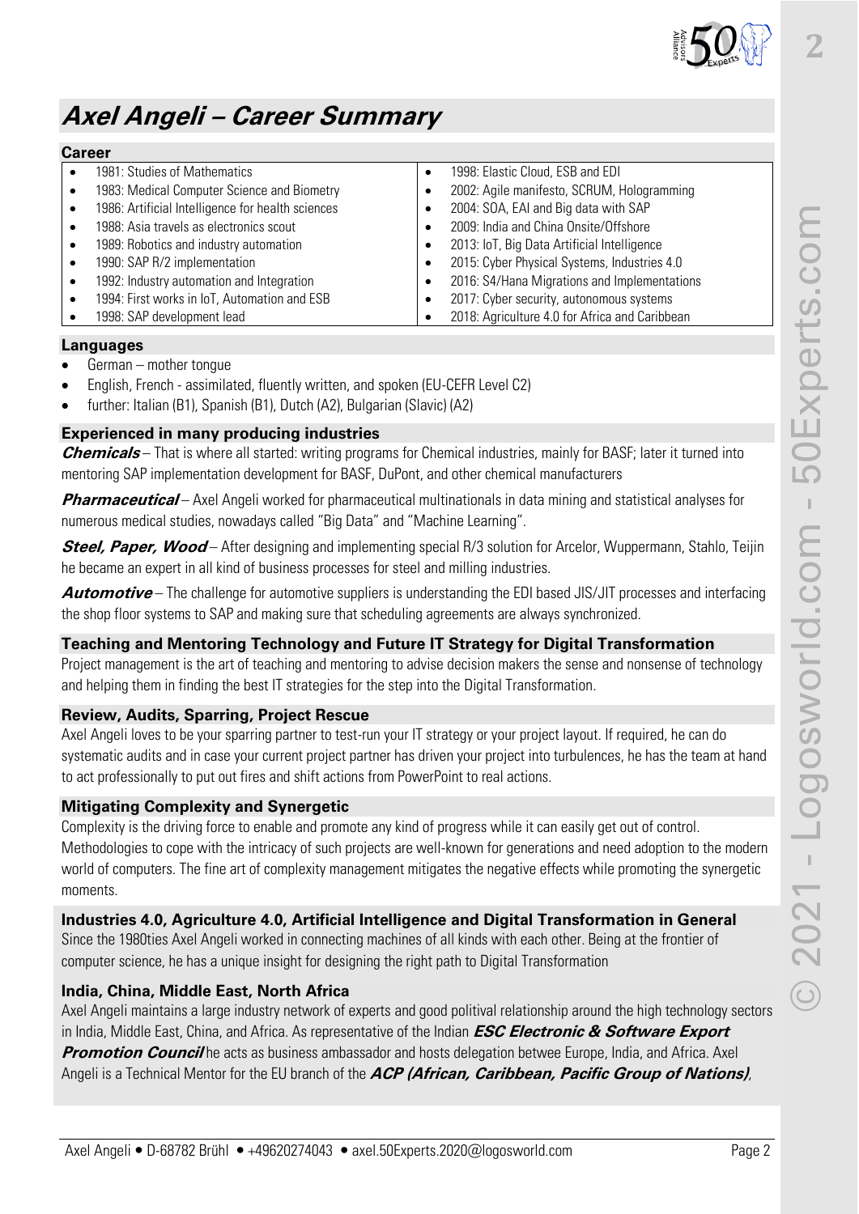# Axel Angeli – Career Summary

## Career

- 1981: Studies of Mathematics
- 1983: Medical Computer Science and Biometry
- 1986: Artificial Intelligence for health sciences
- 1988: Asia travels as electronics scout
- 1989: Robotics and industry automation
- 1990: SAP R/2 implementation
- 1992: Industry automation and Integration
- 1994: First works in IoT, Automation and ESB
- 1998: SAP development lead
- 1998: Elastic Cloud, ESB and EDI
- 2002: Agile manifesto, SCRUM, Hologramming
- 2004: SOA, EAI and Big data with SAP
- 2009: India and China Onsite/Offshore
- 2013: IoT, Big Data Artificial Intelligence
- 2015: Cyber Physical Systems, Industries 4.0
- 2016: S4/Hana Migrations and Implementations
- 2017: Cyber security, autonomous systems
- 2018: Agriculture 4.0 for Africa and Caribbean

## Languages

- German – mother tongue
- English, French - assimilated, fluently written, and spoken (EU-CEFR Level C2)
- further: Italian (B1), Spanish (B1), Dutch (A2), Bulgarian (Slavic) (A2)

## Experienced in many producing industries

***Chemicals*** – That is where all started: writing programs for Chemical industries, mainly for BASF; later it turned into mentoring SAP implementation development for BASF, DuPont, and other chemical manufacturers

***Pharmaceutical*** – Axel Angeli worked for pharmaceutical multinationals in data mining and statistical analyses for numerous medical studies, nowadays called "Big Data" and "Machine Learning".

***Steel, Paper, Wood*** – After designing and implementing special R/3 solution for Arcelor, Wuppermann, Stahlo, Teijin he became an expert in all kind of business processes for steel and milling industries.

***Automotive*** – The challenge for automotive suppliers is understanding the EDI based JIS/JIT processes and interfacing the shop floor systems to SAP and making sure that scheduling agreements are always synchronized.

## Teaching and Mentoring Technology and Future IT Strategy for Digital Transformation

Project management is the art of teaching and mentoring to advise decision makers the sense and nonsense of technology and helping them in finding the best IT strategies for the step into the Digital Transformation.

## Review, Audits, Sparring, Project Rescue

Axel Angeli loves to be your sparring partner to test-run your IT strategy or your project layout. If required, he can do systematic audits and in case your current project partner has driven your project into turbulences, he has the team at hand to act professionally to put out fires and shift actions from PowerPoint to real actions.

## Mitigating Complexity and Synergetic

Complexity is the driving force to enable and promote any kind of progress while it can easily get out of control. Methodologies to cope with the intricacy of such projects are well-known for generations and need adoption to the modern world of computers. The fine art of complexity management mitigates the negative effects while promoting the synergetic moments.

## Industries 4.0, Agriculture 4.0, Artificial Intelligence and Digital Transformation in General

Since the 1980ties Axel Angeli worked in connecting machines of all kinds with each other. Being at the frontier of computer science, he has a unique insight for designing the right path to Digital Transformation

## India, China, Middle East, North Africa

Axel Angeli maintains a large industry network of experts and good political relationship around the high technology sectors in India, Middle East, China, and Africa. As representative of the Indian ***ESC Electronic & Software Export Promotion Council*** he acts as business ambassador and hosts delegation betwee Europe, India, and Africa. Axel Angeli is a Technical Mentor for the EU branch of the ***ACP (African, Caribbean, Pacific Group of Nations)***,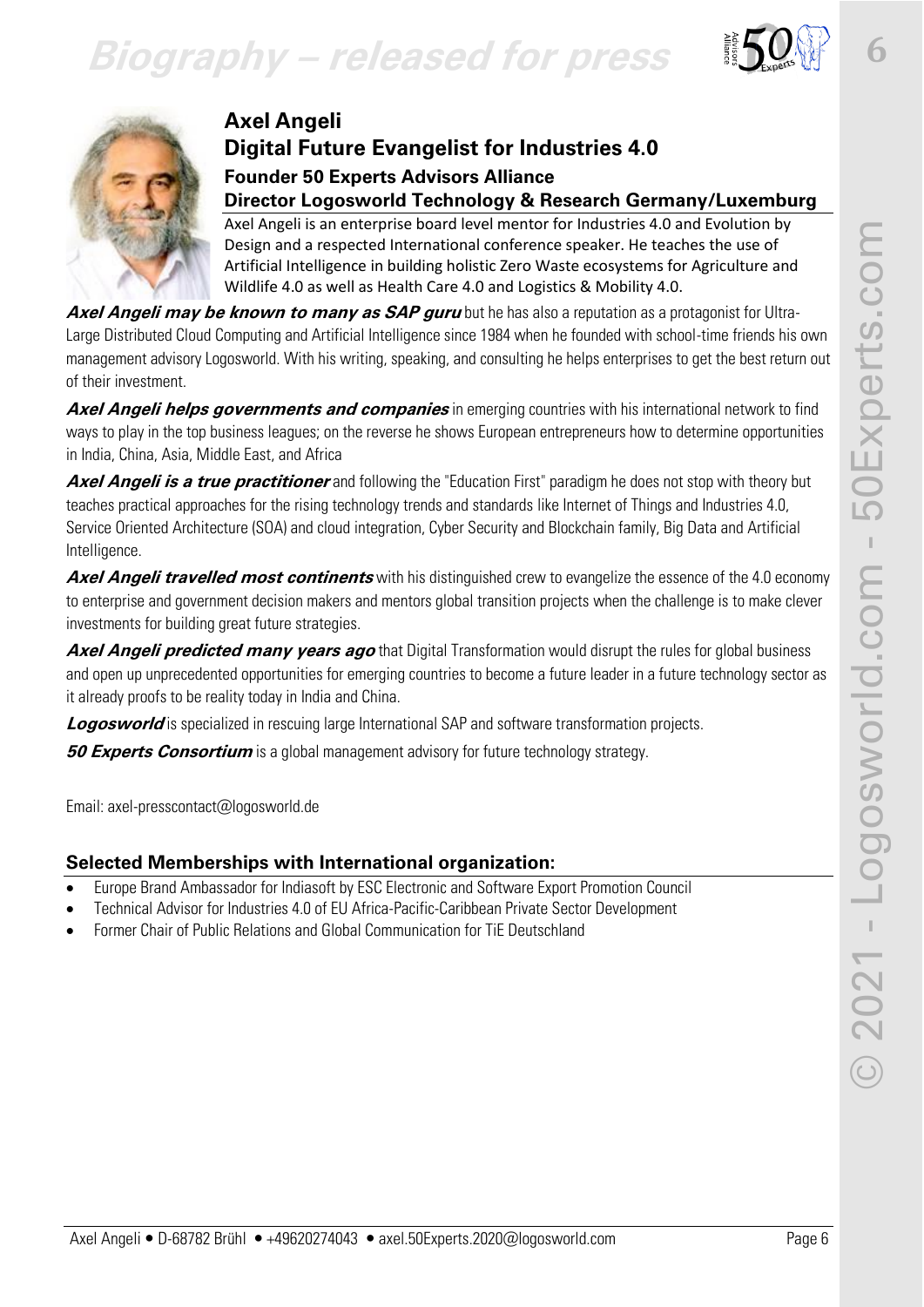# Biography – released for press

## Axel Angeli

## Digital Future Evangelist for Industries 4.0

### Founder 50 Experts Advisors Alliance

### Director Logosworld Technology & Research Germany/Luxemburg

Axel Angeli is an enterprise board level mentor for Industries 4.0 and Evolution by Design and a respected International conference speaker. He teaches the use of Artificial Intelligence in building holistic Zero Waste ecosystems for Agriculture and Wildlife 4.0 as well as Health Care 4.0 and Logistics & Mobility 4.0.

***Axel Angeli may be known to many as SAP guru*** but he has also a reputation as a protagonist for Ultra-Large Distributed Cloud Computing and Artificial Intelligence since 1984 when he founded with school-time friends his own management advisory Logosworld. With his writing, speaking, and consulting he helps enterprises to get the best return out of their investment.

***Axel Angeli helps governments and companies*** in emerging countries with his international network to find ways to play in the top business leagues; on the reverse he shows European entrepreneurs how to determine opportunities in India, China, Asia, Middle East, and Africa

***Axel Angeli is a true practitioner*** and following the "Education First" paradigm he does not stop with theory but teaches practical approaches for the rising technology trends and standards like Internet of Things and Industries 4.0, Service Oriented Architecture (SOA) and cloud integration, Cyber Security and Blockchain family, Big Data and Artificial Intelligence.

***Axel Angeli travelled most continents*** with his distinguished crew to evangelize the essence of the 4.0 economy to enterprise and government decision makers and mentors global transition projects when the challenge is to make clever investments for building great future strategies.

***Axel Angeli predicted many years ago*** that Digital Transformation would disrupt the rules for global business and open up unprecedented opportunities for emerging countries to become a future leader in a future technology sector as it already proofs to be reality today in India and China.

***Logosworld*** is specialized in rescuing large International SAP and software transformation projects.

***50 Experts Consortium*** is a global management advisory for future technology strategy.

Email: axel-presscontact@logosworld.de

### Selected Memberships with International organization:

- Europe Brand Ambassador for Indiasoft by ESC Electronic and Software Export Promotion Council
- Technical Advisor for Industries 4.0 of EU Africa-Pacific-Caribbean Private Sector Development
- Former Chair of Public Relations and Global Communication for TiE Deutschland